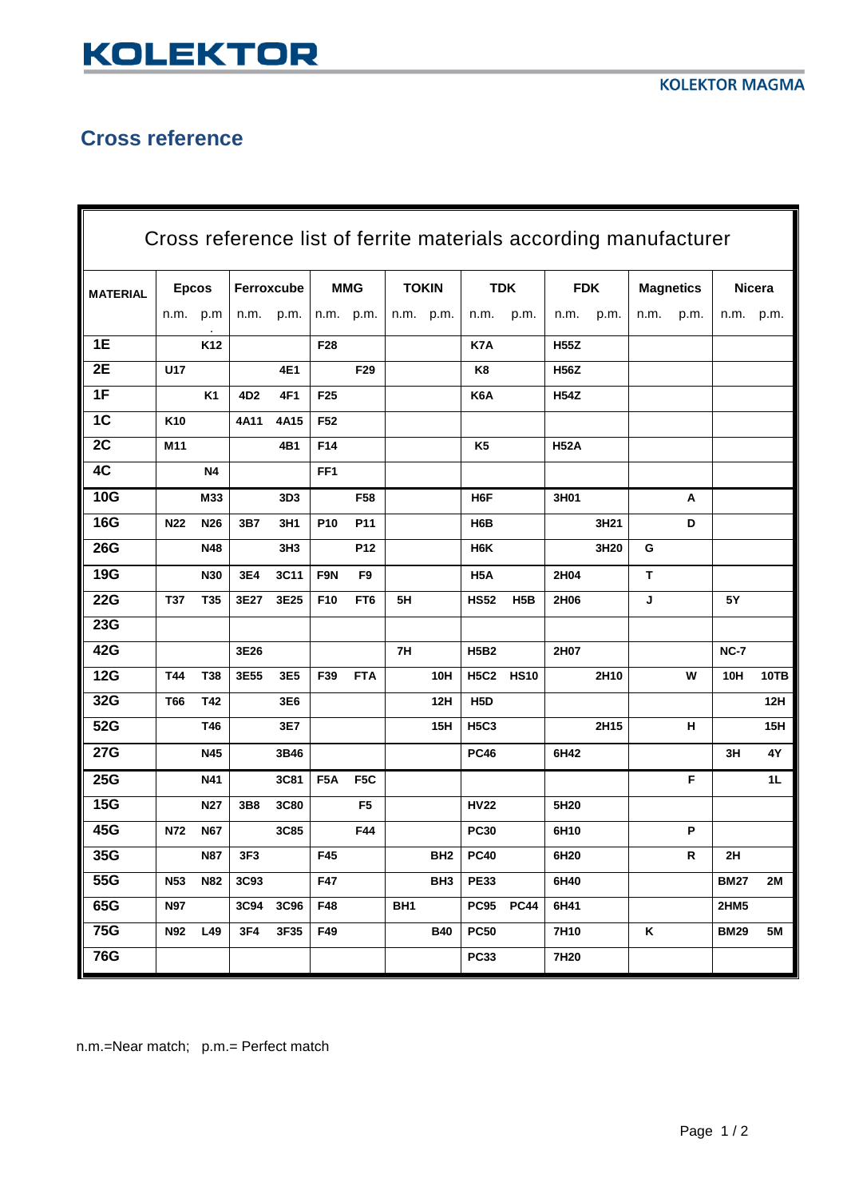# KOLEKTOR

KOLEKTOR MAGMA

## Cross reference

| Cross reference list of ferrite materials according manufacturer | | | | | | | | | | | | | | | | |
|---|---|---|---|---|---|---|---|---|---|---|---|---|---|---|---|---|
| MATERIAL | Epcos | | Ferroxcube | | MMG | | TOKIN | | TDK | | FDK | | Magnetics | | Nicera | |
| | n.m. | p.m. | n.m. | p.m. | n.m. | p.m. | n.m. | p.m. | n.m. | p.m. | n.m. | p.m. | n.m. | p.m. | n.m. | p.m. |
| 1E | | K12 | | | F28 | | | | K7A | | H55Z | | | | | |
| 2E | U17 | | | 4E1 | | F29 | | | K8 | | H56Z | | | | | |
| 1F | | K1 | 4D2 | 4F1 | F25 | | | | K6A | | H54Z | | | | | |
| 1C | K10 | | 4A11 | 4A15 | F52 | | | | | | | | | | | |
| 2C | M11 | | | 4B1 | F14 | | | | K5 | | H52A | | | | | |
| 4C | | N4 | | | FF1 | | | | | | | | | | | |
| 10G | | M33 | | 3D3 | | F58 | | | H6F | | 3H01 | | | A | | |
| 16G | N22 | N26 | 3B7 | 3H1 | P10 | P11 | | | H6B | | | 3H21 | | D | | |
| 26G | | N48 | | 3H3 | | P12 | | | H6K | | | 3H20 | G | | | |
| 19G | | N30 | 3E4 | 3C11 | F9N | F9 | | | H5A | | 2H04 | | T | | | |
| 22G | T37 | T35 | 3E27 | 3E25 | F10 | FT6 | 5H | | HS52 | H5B | 2H06 | | J | | 5Y | |
| 23G | | | | | | | | | | | | | | | | |
| 42G | | | 3E26 | | | | 7H | | H5B2 | | 2H07 | | | | NC-7 | |
| 12G | T44 | T38 | 3E55 | 3E5 | F39 | FTA | | 10H | H5C2 | HS10 | | 2H10 | | W | 10H | 10TB |
| 32G | T66 | T42 | | 3E6 | | | | 12H | H5D | | | | | | | 12H |
| 52G | | T46 | | 3E7 | | | | 15H | H5C3 | | | 2H15 | | H | | 15H |
| 27G | | N45 | | 3B46 | | | | | PC46 | | 6H42 | | | | 3H | 4Y |
| 25G | | N41 | | 3C81 | F5A | F5C | | | | | | | | F | | 1L |
| 15G | | N27 | 3B8 | 3C80 | | F5 | | | HV22 | | 5H20 | | | | | |
| 45G | N72 | N67 | | 3C85 | | F44 | | | PC30 | | 6H10 | | | P | | |
| 35G | | N87 | 3F3 | | F45 | | | BH2 | PC40 | | 6H20 | | | R | 2H | |
| 55G | N53 | N82 | 3C93 | | F47 | | | BH3 | PE33 | | 6H40 | | | | BM27 | 2M |
| 65G | N97 | | 3C94 | 3C96 | F48 | | BH1 | | PC95 | PC44 | 6H41 | | | | 2HM5 | |
| 75G | N92 | L49 | 3F4 | 3F35 | F49 | | | B40 | PC50 | | 7H10 | | K | | BM29 | 5M |
| 76G | | | | | | | | | PC33 | | 7H20 | | | | | |

n.m.=Near match; p.m.= Perfect match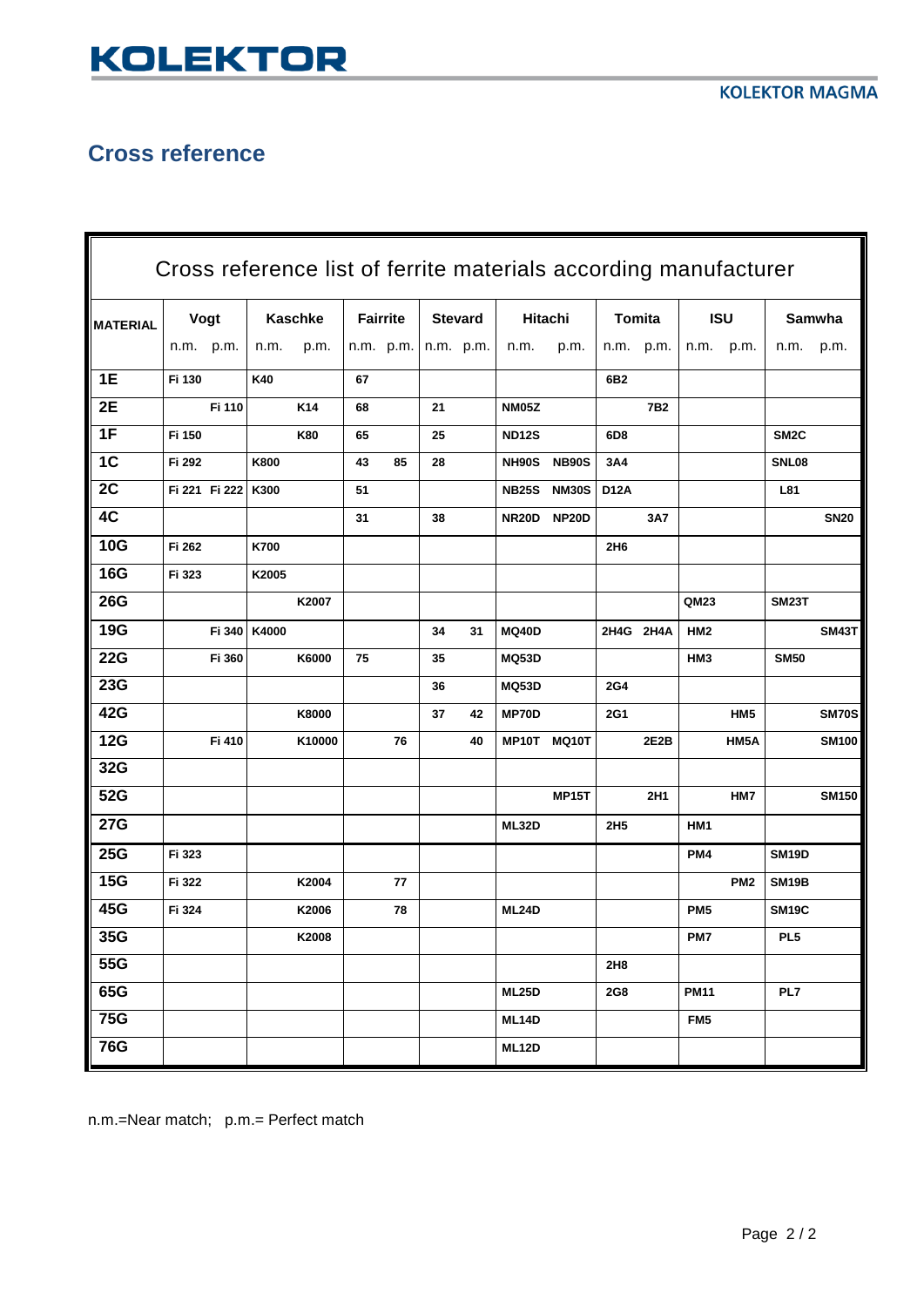# Cross reference

| Cross reference list of ferrite materials according manufacturer | | | | | | | | | | | | | | | | |
|---|---|---|---|---|---|---|---|---|---|---|---|---|---|---|---|---|
| **MATERIAL** | **Vogt** | | **Kaschke** | | **Fairrite** | | **Stevard** | | **Hitachi** | | **Tomita** | | **ISU** | | **Samwha** | |
| | n.m. | p.m. | n.m. | p.m. | n.m. | p.m. | n.m. | p.m. | n.m. | p.m. | n.m. | p.m. | n.m. | p.m. | n.m. | p.m. |
| **1E** | Fi 130 | | K40 | | 67 | | | | | | 6B2 | | | | | |
| **2E** | | Fi 110 | | K14 | 68 | | 21 | | NM05Z | | | 7B2 | | | | |
| **1F** | Fi 150 | | | K80 | 65 | | 25 | | ND12S | | 6D8 | | | | SM2C | |
| **1C** | Fi 292 | | K800 | | 43 | 85 | 28 | | NH90S | NB90S | 3A4 | | | | SNL08 | |
| **2C** | Fi 221 | Fi 222 | K300 | | 51 | | | | NB25S | NM30S | D12A | | | | L81 | |
| **4C** | | | | | 31 | | 38 | | NR20D | NP20D | | 3A7 | | | | SN20 |
| **10G** | Fi 262 | | K700 | | | | | | | | 2H6 | | | | | |
| **16G** | Fi 323 | | K2005 | | | | | | | | | | | | | |
| **26G** | | | | K2007 | | | | | | | | | QM23 | | SM23T | |
| **19G** | | Fi 340 | K4000 | | | | 34 | 31 | MQ40D | | 2H4G | 2H4A | HM2 | | | SM43T |
| **22G** | | Fi 360 | | K6000 | 75 | | 35 | | MQ53D | | | | HM3 | | SM50 | |
| **23G** | | | | | | | 36 | | MQ53D | | 2G4 | | | | | |
| **42G** | | | | K8000 | | | 37 | 42 | MP70D | | 2G1 | | | HM5 | | SM70S |
| **12G** | | Fi 410 | | K10000 | | 76 | | 40 | MP10T | MQ10T | | 2E2B | | HM5A | | SM100 |
| **32G** | | | | | | | | | | | | | | | | |
| **52G** | | | | | | | | | | MP15T | | 2H1 | | HM7 | | SM150 |
| **27G** | | | | | | | | | ML32D | | 2H5 | | HM1 | | | |
| **25G** | Fi 323 | | | | | | | | | | | | PM4 | | SM19D | |
| **15G** | Fi 322 | | | K2004 | | 77 | | | | | | | | PM2 | SM19B | |
| **45G** | Fi 324 | | | K2006 | | 78 | | | ML24D | | | | PM5 | | SM19C | |
| **35G** | | | | K2008 | | | | | | | | | PM7 | | PL5 | |
| **55G** | | | | | | | | | | | 2H8 | | | | | |
| **65G** | | | | | | | | | ML25D | | 2G8 | | PM11 | | PL7 | |
| **75G** | | | | | | | | | ML14D | | | | FM5 | | | |
| **76G** | | | | | | | | | ML12D | | | | | | | |

n.m.=Near match; p.m.= Perfect match